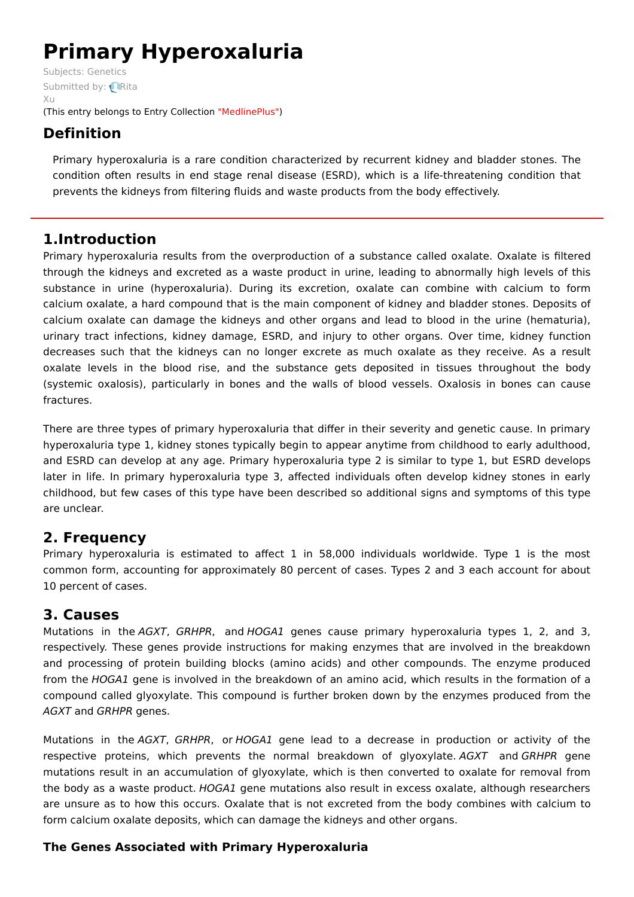# Primary Hyperoxaluria

Subjects: Genetics

Submitted by: Rita Xu

(This entry belongs to Entry Collection "MedlinePlus")

## Definition

Primary hyperoxaluria is a rare condition characterized by recurrent kidney and bladder stones. The condition often results in end stage renal disease (ESRD), which is a life-threatening condition that prevents the kidneys from filtering fluids and waste products from the body effectively.

## 1.Introduction

Primary hyperoxaluria results from the overproduction of a substance called oxalate. Oxalate is filtered through the kidneys and excreted as a waste product in urine, leading to abnormally high levels of this substance in urine (hyperoxaluria). During its excretion, oxalate can combine with calcium to form calcium oxalate, a hard compound that is the main component of kidney and bladder stones. Deposits of calcium oxalate can damage the kidneys and other organs and lead to blood in the urine (hematuria), urinary tract infections, kidney damage, ESRD, and injury to other organs. Over time, kidney function decreases such that the kidneys can no longer excrete as much oxalate as they receive. As a result oxalate levels in the blood rise, and the substance gets deposited in tissues throughout the body (systemic oxalosis), particularly in bones and the walls of blood vessels. Oxalosis in bones can cause fractures.

There are three types of primary hyperoxaluria that differ in their severity and genetic cause. In primary hyperoxaluria type 1, kidney stones typically begin to appear anytime from childhood to early adulthood, and ESRD can develop at any age. Primary hyperoxaluria type 2 is similar to type 1, but ESRD develops later in life. In primary hyperoxaluria type 3, affected individuals often develop kidney stones in early childhood, but few cases of this type have been described so additional signs and symptoms of this type are unclear.

## 2. Frequency

Primary hyperoxaluria is estimated to affect 1 in 58,000 individuals worldwide. Type 1 is the most common form, accounting for approximately 80 percent of cases. Types 2 and 3 each account for about 10 percent of cases.

## 3. Causes

Mutations in the *AGXT*, *GRHPR*, and *HOGA1* genes cause primary hyperoxaluria types 1, 2, and 3, respectively. These genes provide instructions for making enzymes that are involved in the breakdown and processing of protein building blocks (amino acids) and other compounds. The enzyme produced from the *HOGA1* gene is involved in the breakdown of an amino acid, which results in the formation of a compound called glyoxylate. This compound is further broken down by the enzymes produced from the *AGXT* and *GRHPR* genes.

Mutations in the *AGXT*, *GRHPR*, or *HOGA1* gene lead to a decrease in production or activity of the respective proteins, which prevents the normal breakdown of glyoxylate. *AGXT* and *GRHPR* gene mutations result in an accumulation of glyoxylate, which is then converted to oxalate for removal from the body as a waste product. *HOGA1* gene mutations also result in excess oxalate, although researchers are unsure as to how this occurs. Oxalate that is not excreted from the body combines with calcium to form calcium oxalate deposits, which can damage the kidneys and other organs.

### The Genes Associated with Primary Hyperoxaluria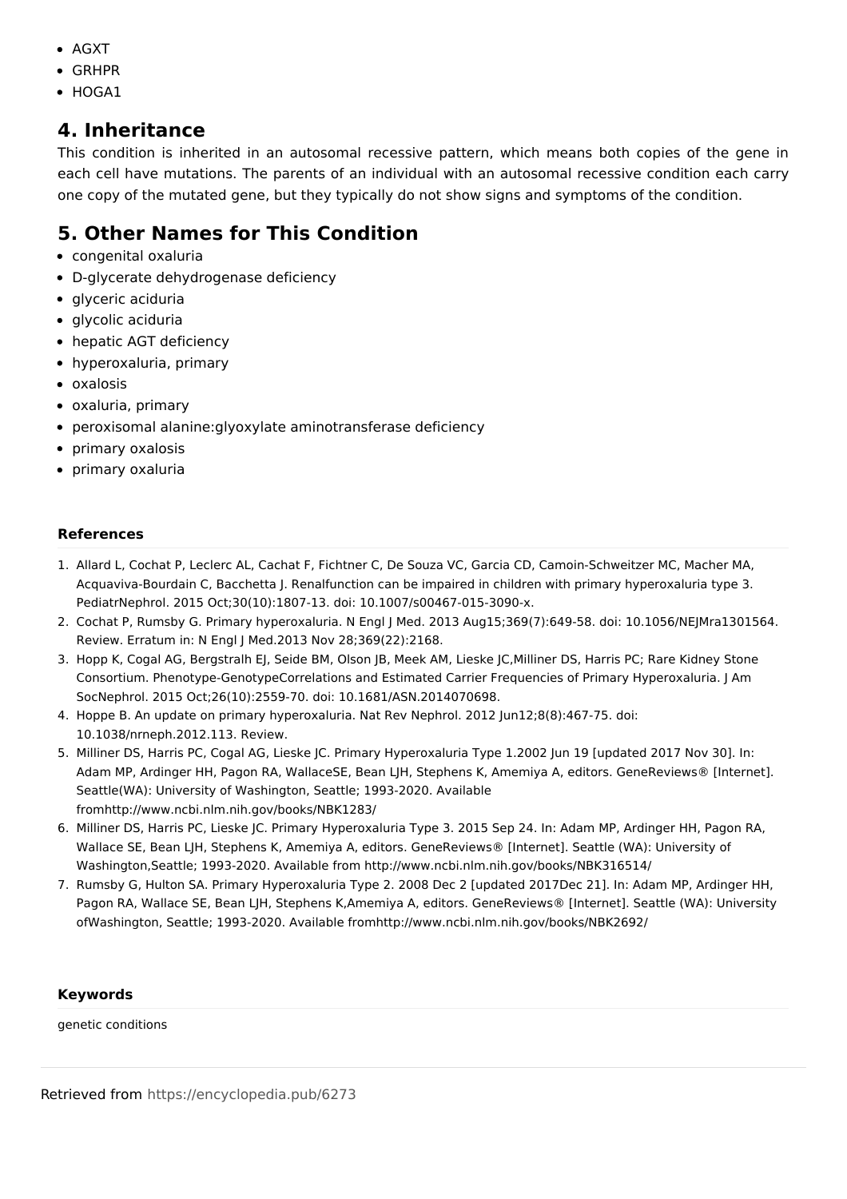- AGXT
- GRHPR
- HOGA1

## 4. Inheritance

This condition is inherited in an autosomal recessive pattern, which means both copies of the gene in each cell have mutations. The parents of an individual with an autosomal recessive condition each carry one copy of the mutated gene, but they typically do not show signs and symptoms of the condition.

## 5. Other Names for This Condition

- congenital oxaluria
- D-glycerate dehydrogenase deficiency
- glyceric aciduria
- glycolic aciduria
- hepatic AGT deficiency
- hyperoxaluria, primary
- oxalosis
- oxaluria, primary
- peroxisomal alanine:glyoxylate aminotransferase deficiency
- primary oxalosis
- primary oxaluria

### References

1. Allard L, Cochat P, Leclerc AL, Cachat F, Fichtner C, De Souza VC, Garcia CD, Camoin-Schweitzer MC, Macher MA, Acquaviva-Bourdain C, Bacchetta J. Renalfunction can be impaired in children with primary hyperoxaluria type 3. PediatrNephrol. 2015 Oct;30(10):1807-13. doi: 10.1007/s00467-015-3090-x.
2. Cochat P, Rumsby G. Primary hyperoxaluria. N Engl J Med. 2013 Aug15;369(7):649-58. doi: 10.1056/NEJMra1301564. Review. Erratum in: N Engl J Med.2013 Nov 28;369(22):2168.
3. Hopp K, Cogal AG, Bergstralh EJ, Seide BM, Olson JB, Meek AM, Lieske JC,Milliner DS, Harris PC; Rare Kidney Stone Consortium. Phenotype-GenotypeCorrelations and Estimated Carrier Frequencies of Primary Hyperoxaluria. J Am SocNephrol. 2015 Oct;26(10):2559-70. doi: 10.1681/ASN.2014070698.
4. Hoppe B. An update on primary hyperoxaluria. Nat Rev Nephrol. 2012 Jun12;8(8):467-75. doi: 10.1038/nrneph.2012.113. Review.
5. Milliner DS, Harris PC, Cogal AG, Lieske JC. Primary Hyperoxaluria Type 1.2002 Jun 19 [updated 2017 Nov 30]. In: Adam MP, Ardinger HH, Pagon RA, WallaceSE, Bean LJH, Stephens K, Amemiya A, editors. GeneReviews® [Internet]. Seattle(WA): University of Washington, Seattle; 1993-2020. Available fromhttp://www.ncbi.nlm.nih.gov/books/NBK1283/
6. Milliner DS, Harris PC, Lieske JC. Primary Hyperoxaluria Type 3. 2015 Sep 24. In: Adam MP, Ardinger HH, Pagon RA, Wallace SE, Bean LJH, Stephens K, Amemiya A, editors. GeneReviews® [Internet]. Seattle (WA): University of Washington,Seattle; 1993-2020. Available from http://www.ncbi.nlm.nih.gov/books/NBK316514/
7. Rumsby G, Hulton SA. Primary Hyperoxaluria Type 2. 2008 Dec 2 [updated 2017Dec 21]. In: Adam MP, Ardinger HH, Pagon RA, Wallace SE, Bean LJH, Stephens K,Amemiya A, editors. GeneReviews® [Internet]. Seattle (WA): University ofWashington, Seattle; 1993-2020. Available fromhttp://www.ncbi.nlm.nih.gov/books/NBK2692/

### Keywords

genetic conditions

Retrieved from https://encyclopedia.pub/6273